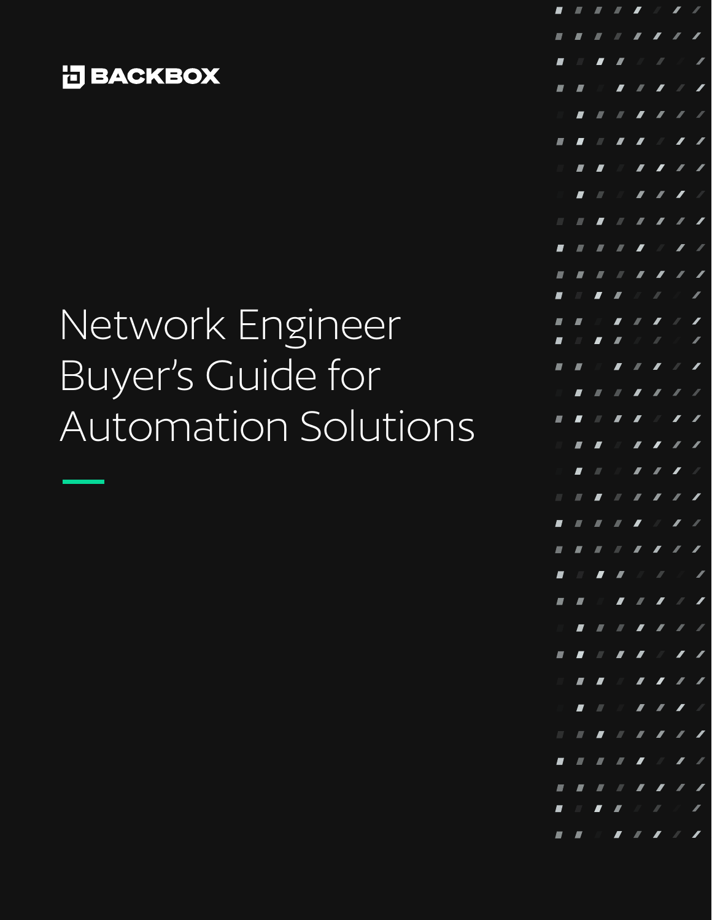BACKBOX

# Network Engineer Buyer's Guide for Automation Solutions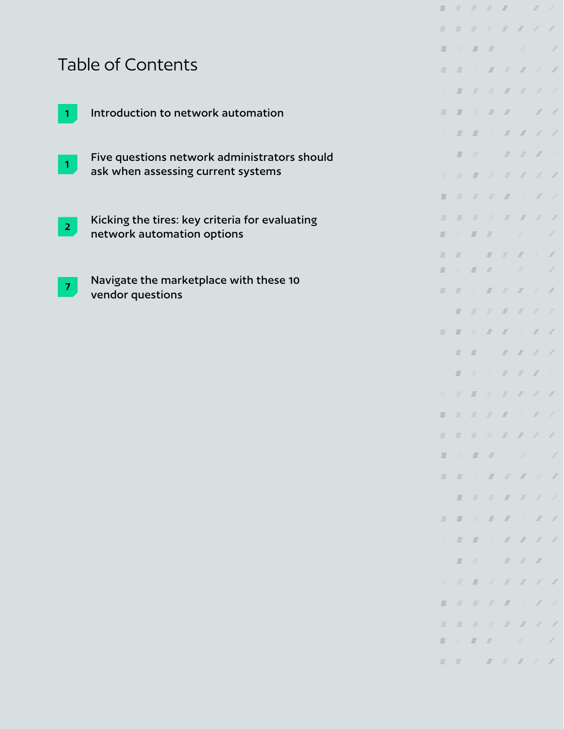# Table of Contents

| | |
|---|---|
| 1 | Introduction to network automation |
| 1 | Five questions network administrators should ask when assessing current systems |
| 2 | Kicking the tires: key criteria for evaluating network automation options |
| 7 | Navigate the marketplace with these 10 vendor questions |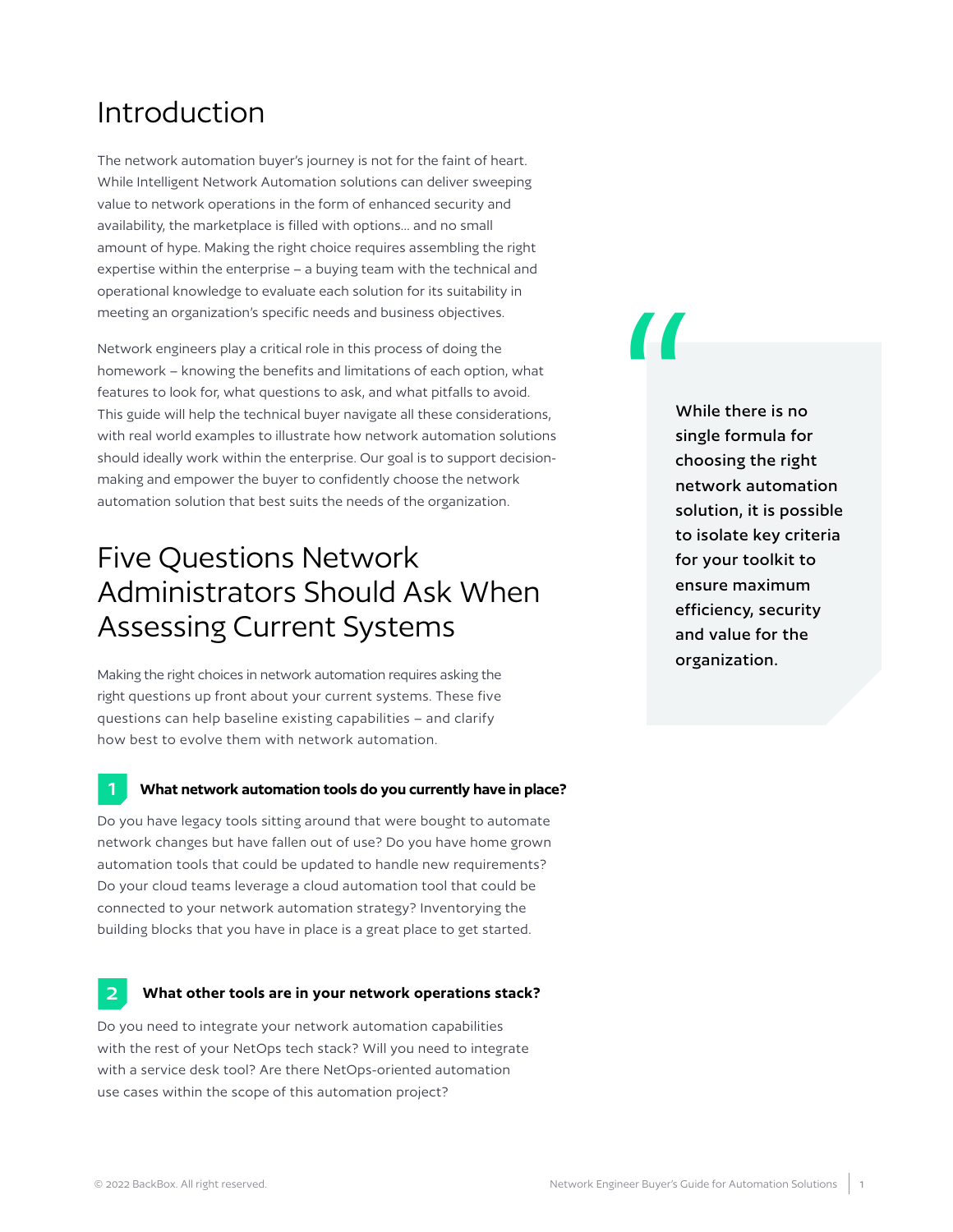# Introduction

The network automation buyer's journey is not for the faint of heart. While Intelligent Network Automation solutions can deliver sweeping value to network operations in the form of enhanced security and availability, the marketplace is filled with options... and no small amount of hype. Making the right choice requires assembling the right expertise within the enterprise – a buying team with the technical and operational knowledge to evaluate each solution for its suitability in meeting an organization's specific needs and business objectives.

Network engineers play a critical role in this process of doing the homework – knowing the benefits and limitations of each option, what features to look for, what questions to ask, and what pitfalls to avoid. This guide will help the technical buyer navigate all these considerations, with real world examples to illustrate how network automation solutions should ideally work within the enterprise. Our goal is to support decision-making and empower the buyer to confidently choose the network automation solution that best suits the needs of the organization.

> While there is no single formula for choosing the right network automation solution, it is possible to isolate key criteria for your toolkit to ensure maximum efficiency, security and value for the organization.

# Five Questions Network Administrators Should Ask When Assessing Current Systems

Making the right choices in network automation requires asking the right questions up front about your current systems. These five questions can help baseline existing capabilities – and clarify how best to evolve them with network automation.

### 1 What network automation tools do you currently have in place?

Do you have legacy tools sitting around that were bought to automate network changes but have fallen out of use? Do you have home grown automation tools that could be updated to handle new requirements? Do your cloud teams leverage a cloud automation tool that could be connected to your network automation strategy? Inventorying the building blocks that you have in place is a great place to get started.

### 2 What other tools are in your network operations stack?

Do you need to integrate your network automation capabilities with the rest of your NetOps tech stack? Will you need to integrate with a service desk tool? Are there NetOps-oriented automation use cases within the scope of this automation project?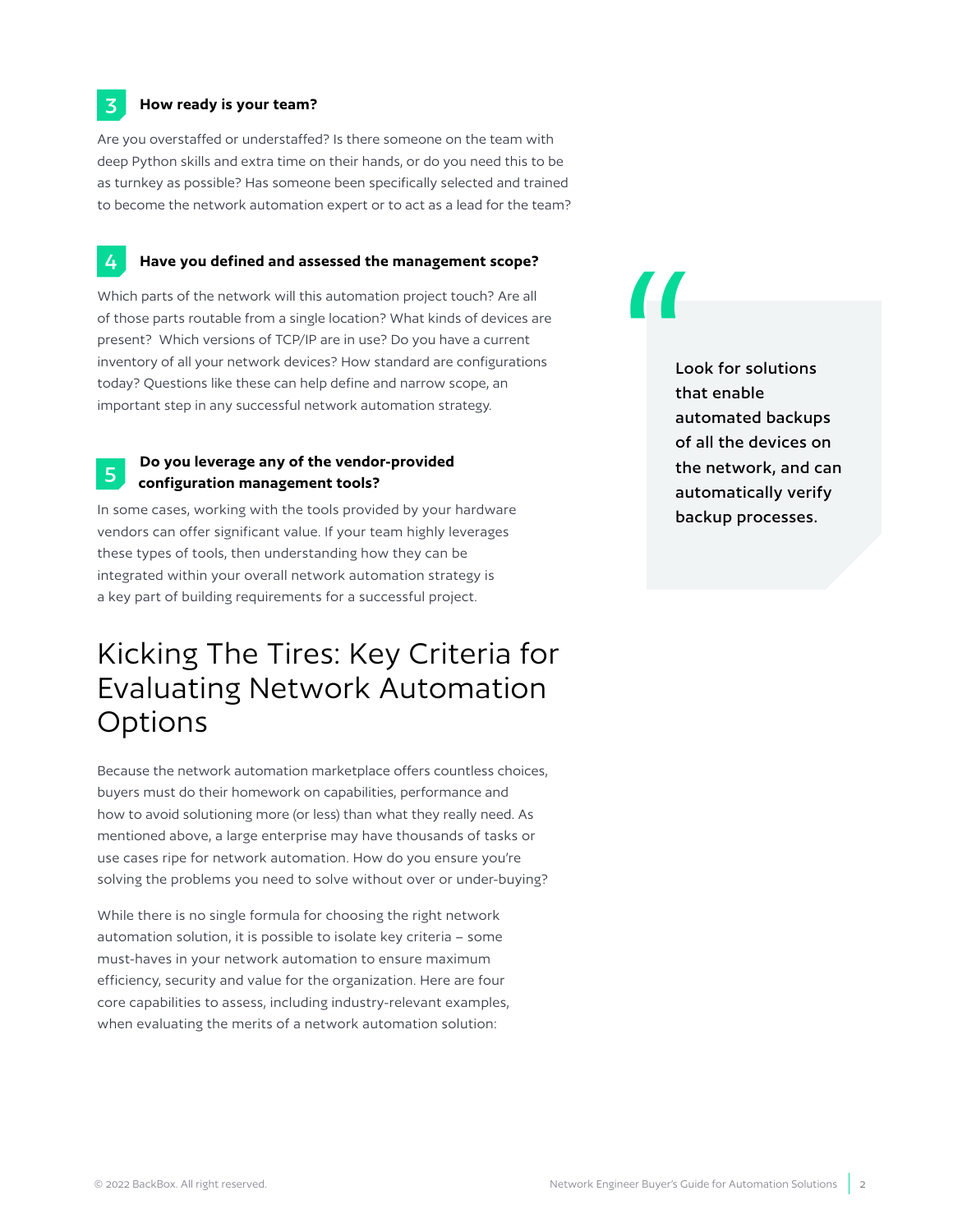### 3 How ready is your team?

Are you overstaffed or understaffed? Is there someone on the team with deep Python skills and extra time on their hands, or do you need this to be as turnkey as possible? Has someone been specifically selected and trained to become the network automation expert or to act as a lead for the team?

### 4 Have you defined and assessed the management scope?

Which parts of the network will this automation project touch? Are all of those parts routable from a single location? What kinds of devices are present? Which versions of TCP/IP are in use? Do you have a current inventory of all your network devices? How standard are configurations today? Questions like these can help define and narrow scope, an important step in any successful network automation strategy.

### 5 Do you leverage any of the vendor-provided configuration management tools?

In some cases, working with the tools provided by your hardware vendors can offer significant value. If your team highly leverages these types of tools, then understanding how they can be integrated within your overall network automation strategy is a key part of building requirements for a successful project.

> Look for solutions that enable automated backups of all the devices on the network, and can automatically verify backup processes.

## Kicking The Tires: Key Criteria for Evaluating Network Automation Options

Because the network automation marketplace offers countless choices, buyers must do their homework on capabilities, performance and how to avoid solutioning more (or less) than what they really need. As mentioned above, a large enterprise may have thousands of tasks or use cases ripe for network automation. How do you ensure you're solving the problems you need to solve without over or under-buying?

While there is no single formula for choosing the right network automation solution, it is possible to isolate key criteria – some must-haves in your network automation to ensure maximum efficiency, security and value for the organization. Here are four core capabilities to assess, including industry-relevant examples, when evaluating the merits of a network automation solution: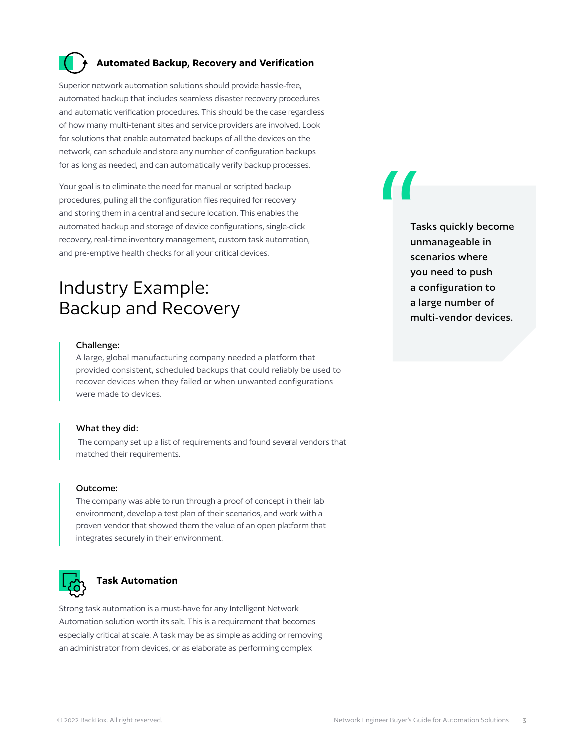### Automated Backup, Recovery and Verification

Superior network automation solutions should provide hassle-free, automated backup that includes seamless disaster recovery procedures and automatic verification procedures. This should be the case regardless of how many multi-tenant sites and service providers are involved. Look for solutions that enable automated backups of all the devices on the network, can schedule and store any number of configuration backups for as long as needed, and can automatically verify backup processes.

Your goal is to eliminate the need for manual or scripted backup procedures, pulling all the configuration files required for recovery and storing them in a central and secure location. This enables the automated backup and storage of device configurations, single-click recovery, real-time inventory management, custom task automation, and pre-emptive health checks for all your critical devices.

> Tasks quickly become unmanageable in scenarios where you need to push a configuration to a large number of multi-vendor devices.

## Industry Example: Backup and Recovery

**Challenge:**
A large, global manufacturing company needed a platform that provided consistent, scheduled backups that could reliably be used to recover devices when they failed or when unwanted configurations were made to devices.

**What they did:**
The company set up a list of requirements and found several vendors that matched their requirements.

**Outcome:**
The company was able to run through a proof of concept in their lab environment, develop a test plan of their scenarios, and work with a proven vendor that showed them the value of an open platform that integrates securely in their environment.

### Task Automation

Strong task automation is a must-have for any Intelligent Network Automation solution worth its salt. This is a requirement that becomes especially critical at scale. A task may be as simple as adding or removing an administrator from devices, or as elaborate as performing complex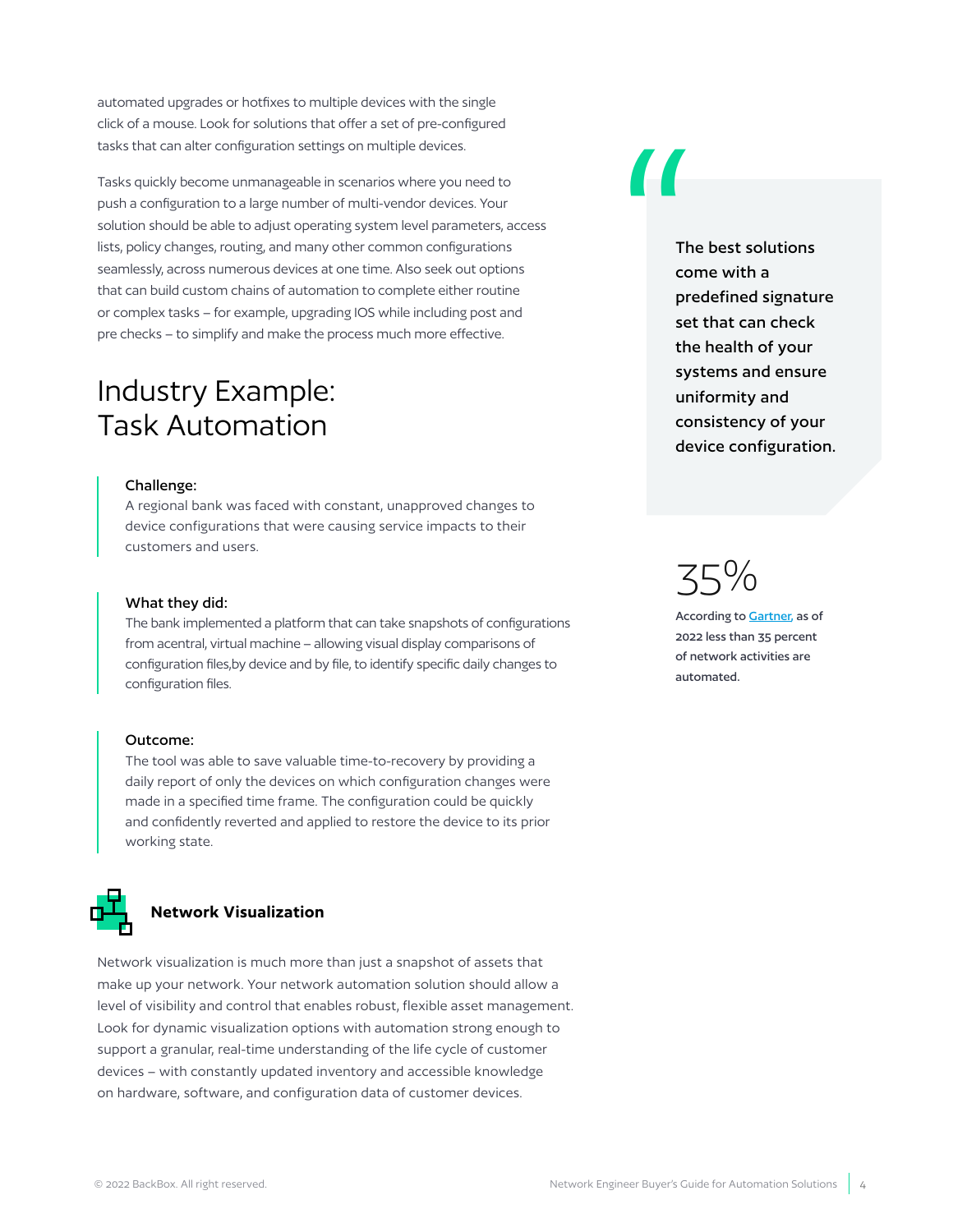automated upgrades or hotfixes to multiple devices with the single click of a mouse. Look for solutions that offer a set of pre-configured tasks that can alter configuration settings on multiple devices.

Tasks quickly become unmanageable in scenarios where you need to push a configuration to a large number of multi-vendor devices. Your solution should be able to adjust operating system level parameters, access lists, policy changes, routing, and many other common configurations seamlessly, across numerous devices at one time. Also seek out options that can build custom chains of automation to complete either routine or complex tasks – for example, upgrading IOS while including post and pre checks – to simplify and make the process much more effective.

> The best solutions come with a predefined signature set that can check the health of your systems and ensure uniformity and consistency of your device configuration.

## Industry Example: Task Automation

**Challenge:**
A regional bank was faced with constant, unapproved changes to device configurations that were causing service impacts to their customers and users.

**What they did:**
The bank implemented a platform that can take snapshots of configurations from acentral, virtual machine – allowing visual display comparisons of configuration files,by device and by file, to identify specific daily changes to configuration files.

**Outcome:**
The tool was able to save valuable time-to-recovery by providing a daily report of only the devices on which configuration changes were made in a specified time frame. The configuration could be quickly and confidently reverted and applied to restore the device to its prior working state.

35%

According to Gartner, as of 2022 less than 35 percent of network activities are automated.

### Network Visualization

Network visualization is much more than just a snapshot of assets that make up your network. Your network automation solution should allow a level of visibility and control that enables robust, flexible asset management. Look for dynamic visualization options with automation strong enough to support a granular, real-time understanding of the life cycle of customer devices – with constantly updated inventory and accessible knowledge on hardware, software, and configuration data of customer devices.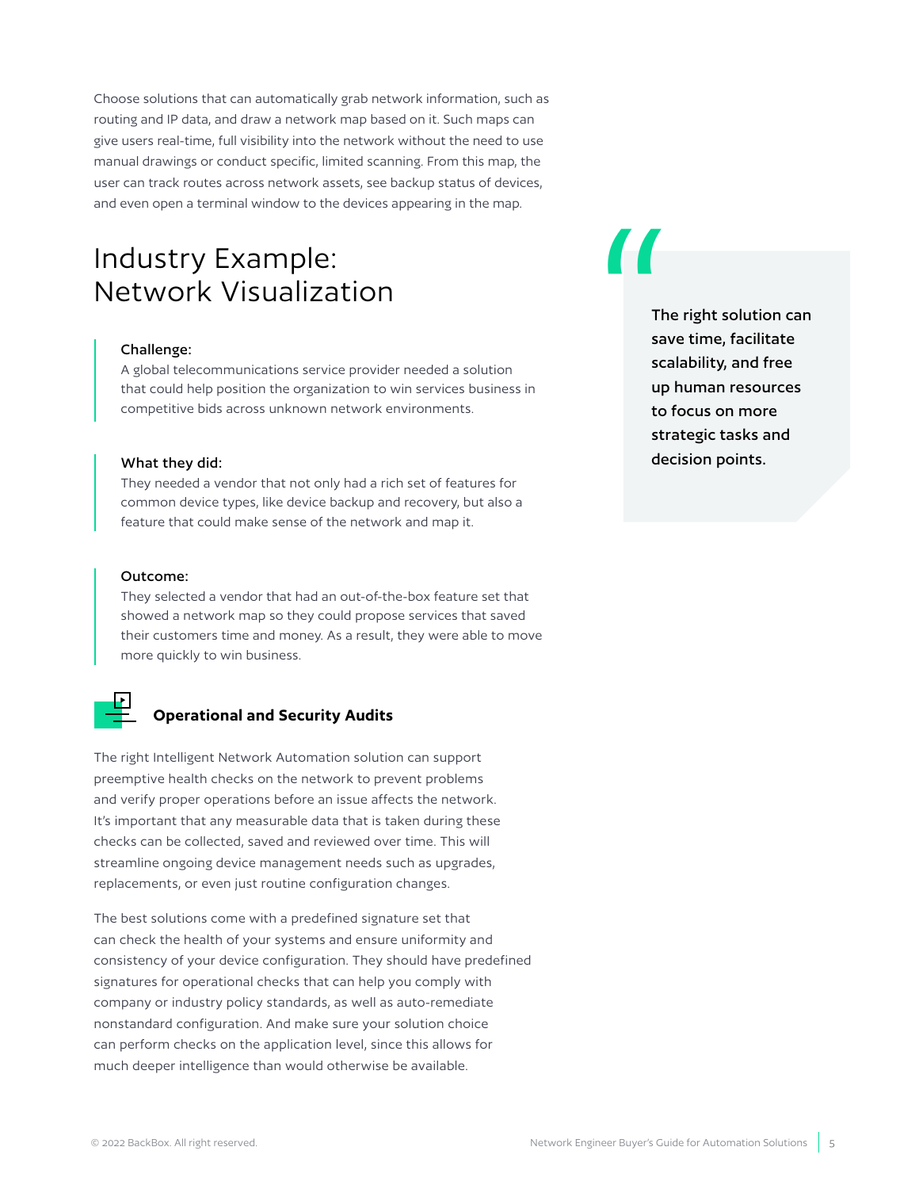Choose solutions that can automatically grab network information, such as routing and IP data, and draw a network map based on it. Such maps can give users real-time, full visibility into the network without the need to use manual drawings or conduct specific, limited scanning. From this map, the user can track routes across network assets, see backup status of devices, and even open a terminal window to the devices appearing in the map.

## Industry Example: Network Visualization

**Challenge:**
A global telecommunications service provider needed a solution that could help position the organization to win services business in competitive bids across unknown network environments.

**What they did:**
They needed a vendor that not only had a rich set of features for common device types, like device backup and recovery, but also a feature that could make sense of the network and map it.

**Outcome:**
They selected a vendor that had an out-of-the-box feature set that showed a network map so they could propose services that saved their customers time and money. As a result, they were able to move more quickly to win business.

> **The right solution can save time, facilitate scalability, and free up human resources to focus on more strategic tasks and decision points.**

### Operational and Security Audits

The right Intelligent Network Automation solution can support preemptive health checks on the network to prevent problems and verify proper operations before an issue affects the network. It's important that any measurable data that is taken during these checks can be collected, saved and reviewed over time. This will streamline ongoing device management needs such as upgrades, replacements, or even just routine configuration changes.

The best solutions come with a predefined signature set that can check the health of your systems and ensure uniformity and consistency of your device configuration. They should have predefined signatures for operational checks that can help you comply with company or industry policy standards, as well as auto-remediate nonstandard configuration. And make sure your solution choice can perform checks on the application level, since this allows for much deeper intelligence than would otherwise be available.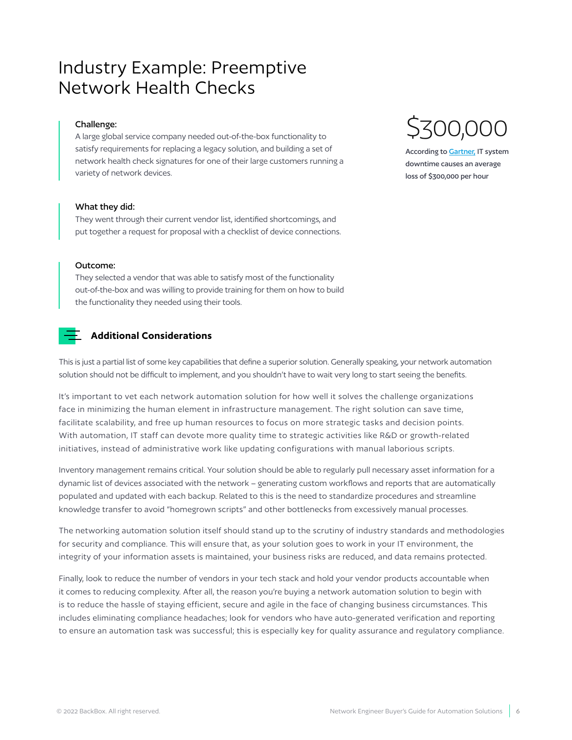# Industry Example: Preemptive Network Health Checks

**Challenge:**
A large global service company needed out-of-the-box functionality to satisfy requirements for replacing a legacy solution, and building a set of network health check signatures for one of their large customers running a variety of network devices.

**What they did:**
They went through their current vendor list, identified shortcomings, and put together a request for proposal with a checklist of device connections.

**Outcome:**
They selected a vendor that was able to satisfy most of the functionality out-of-the-box and was willing to provide training for them on how to build the functionality they needed using their tools.

**$300,000**

According to Gartner, IT system downtime causes an average loss of $300,000 per hour

## Additional Considerations

This is just a partial list of some key capabilities that define a superior solution. Generally speaking, your network automation solution should not be difficult to implement, and you shouldn't have to wait very long to start seeing the benefits.

It's important to vet each network automation solution for how well it solves the challenge organizations face in minimizing the human element in infrastructure management. The right solution can save time, facilitate scalability, and free up human resources to focus on more strategic tasks and decision points. With automation, IT staff can devote more quality time to strategic activities like R&D or growth-related initiatives, instead of administrative work like updating configurations with manual laborious scripts.

Inventory management remains critical. Your solution should be able to regularly pull necessary asset information for a dynamic list of devices associated with the network – generating custom workflows and reports that are automatically populated and updated with each backup. Related to this is the need to standardize procedures and streamline knowledge transfer to avoid "homegrown scripts" and other bottlenecks from excessively manual processes.

The networking automation solution itself should stand up to the scrutiny of industry standards and methodologies for security and compliance. This will ensure that, as your solution goes to work in your IT environment, the integrity of your information assets is maintained, your business risks are reduced, and data remains protected.

Finally, look to reduce the number of vendors in your tech stack and hold your vendor products accountable when it comes to reducing complexity. After all, the reason you're buying a network automation solution to begin with is to reduce the hassle of staying efficient, secure and agile in the face of changing business circumstances. This includes eliminating compliance headaches; look for vendors who have auto-generated verification and reporting to ensure an automation task was successful; this is especially key for quality assurance and regulatory compliance.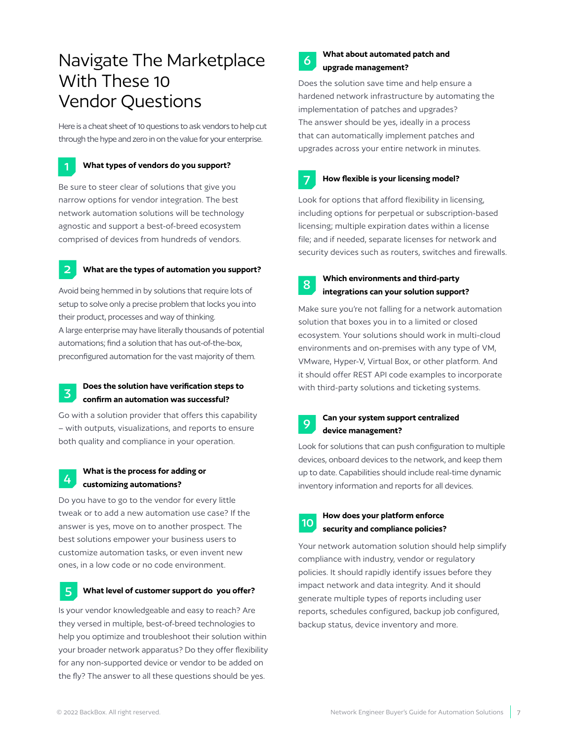# Navigate The Marketplace With These 10 Vendor Questions

Here is a cheat sheet of 10 questions to ask vendors to help cut through the hype and zero in on the value for your enterprise.

### 1 What types of vendors do you support?

Be sure to steer clear of solutions that give you narrow options for vendor integration. The best network automation solutions will be technology agnostic and support a best-of-breed ecosystem comprised of devices from hundreds of vendors.

### 2 What are the types of automation you support?

Avoid being hemmed in by solutions that require lots of setup to solve only a precise problem that locks you into their product, processes and way of thinking.
A large enterprise may have literally thousands of potential automations; find a solution that has out-of-the-box, preconfigured automation for the vast majority of them.

### 3 Does the solution have verification steps to confirm an automation was successful?

Go with a solution provider that offers this capability – with outputs, visualizations, and reports to ensure both quality and compliance in your operation.

### 4 What is the process for adding or customizing automations?

Do you have to go to the vendor for every little tweak or to add a new automation use case? If the answer is yes, move on to another prospect. The best solutions empower your business users to customize automation tasks, or even invent new ones, in a low code or no code environment.

### 5 What level of customer support do you offer?

Is your vendor knowledgeable and easy to reach? Are they versed in multiple, best-of-breed technologies to help you optimize and troubleshoot their solution within your broader network apparatus? Do they offer flexibility for any non-supported device or vendor to be added on the fly? The answer to all these questions should be yes.

### 6 What about automated patch and upgrade management?

Does the solution save time and help ensure a hardened network infrastructure by automating the implementation of patches and upgrades?
The answer should be yes, ideally in a process that can automatically implement patches and upgrades across your entire network in minutes.

### 7 How flexible is your licensing model?

Look for options that afford flexibility in licensing, including options for perpetual or subscription-based licensing; multiple expiration dates within a license file; and if needed, separate licenses for network and security devices such as routers, switches and firewalls.

### 8 Which environments and third-party integrations can your solution support?

Make sure you're not falling for a network automation solution that boxes you in to a limited or closed ecosystem. Your solutions should work in multi-cloud environments and on-premises with any type of VM, VMware, Hyper-V, Virtual Box, or other platform. And it should offer REST API code examples to incorporate with third-party solutions and ticketing systems.

### 9 Can your system support centralized device management?

Look for solutions that can push configuration to multiple devices, onboard devices to the network, and keep them up to date. Capabilities should include real-time dynamic inventory information and reports for all devices.

### 10 How does your platform enforce security and compliance policies?

Your network automation solution should help simplify compliance with industry, vendor or regulatory policies. It should rapidly identify issues before they impact network and data integrity. And it should generate multiple types of reports including user reports, schedules configured, backup job configured, backup status, device inventory and more.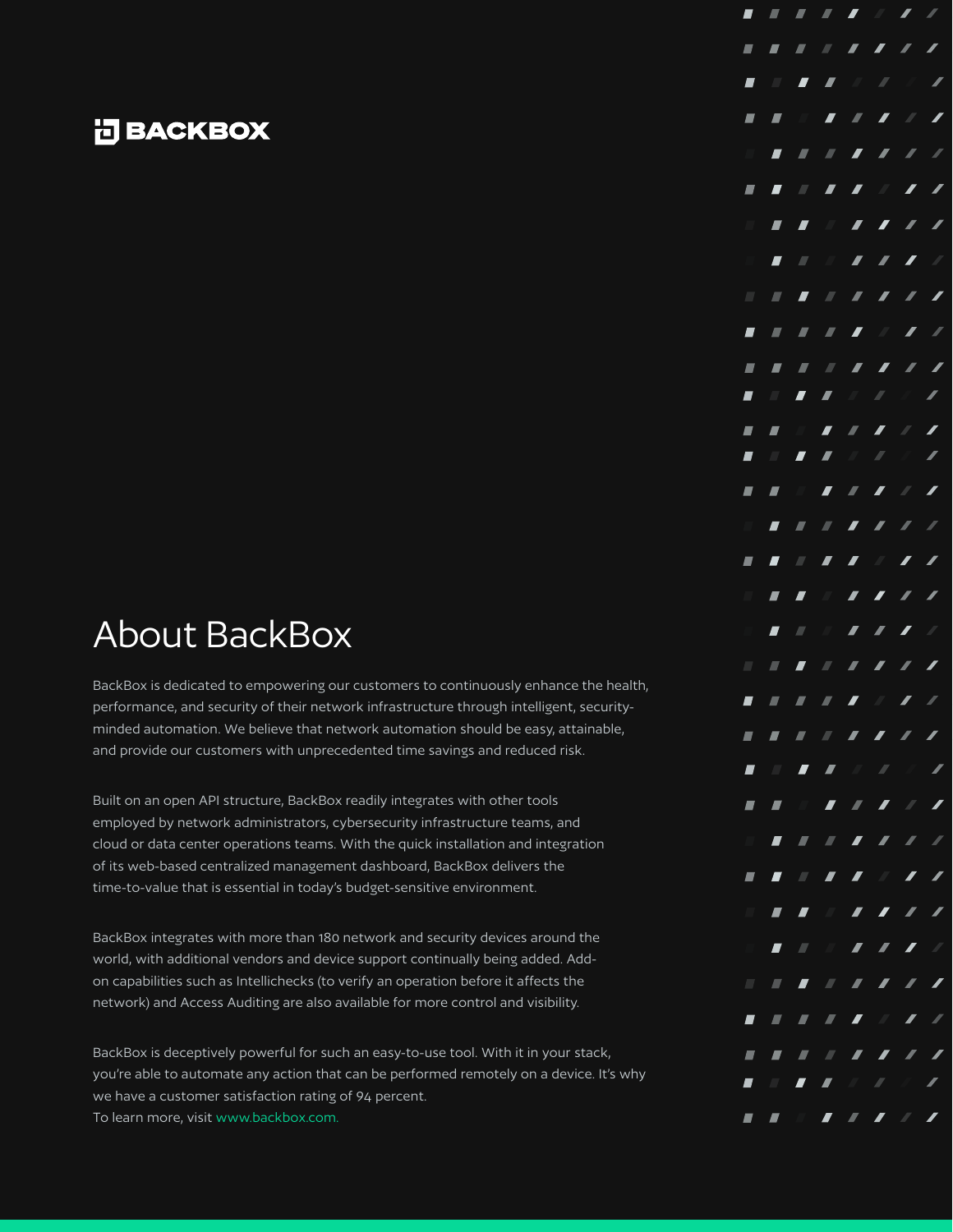BACKBOX

# About BackBox

BackBox is dedicated to empowering our customers to continuously enhance the health, performance, and security of their network infrastructure through intelligent, security-minded automation. We believe that network automation should be easy, attainable, and provide our customers with unprecedented time savings and reduced risk.

Built on an open API structure, BackBox readily integrates with other tools employed by network administrators, cybersecurity infrastructure teams, and cloud or data center operations teams. With the quick installation and integration of its web-based centralized management dashboard, BackBox delivers the time-to-value that is essential in today's budget-sensitive environment.

BackBox integrates with more than 180 network and security devices around the world, with additional vendors and device support continually being added. Add-on capabilities such as Intellichecks (to verify an operation before it affects the network) and Access Auditing are also available for more control and visibility.

BackBox is deceptively powerful for such an easy-to-use tool. With it in your stack, you're able to automate any action that can be performed remotely on a device. It's why we have a customer satisfaction rating of 94 percent.
To learn more, visit www.backbox.com.